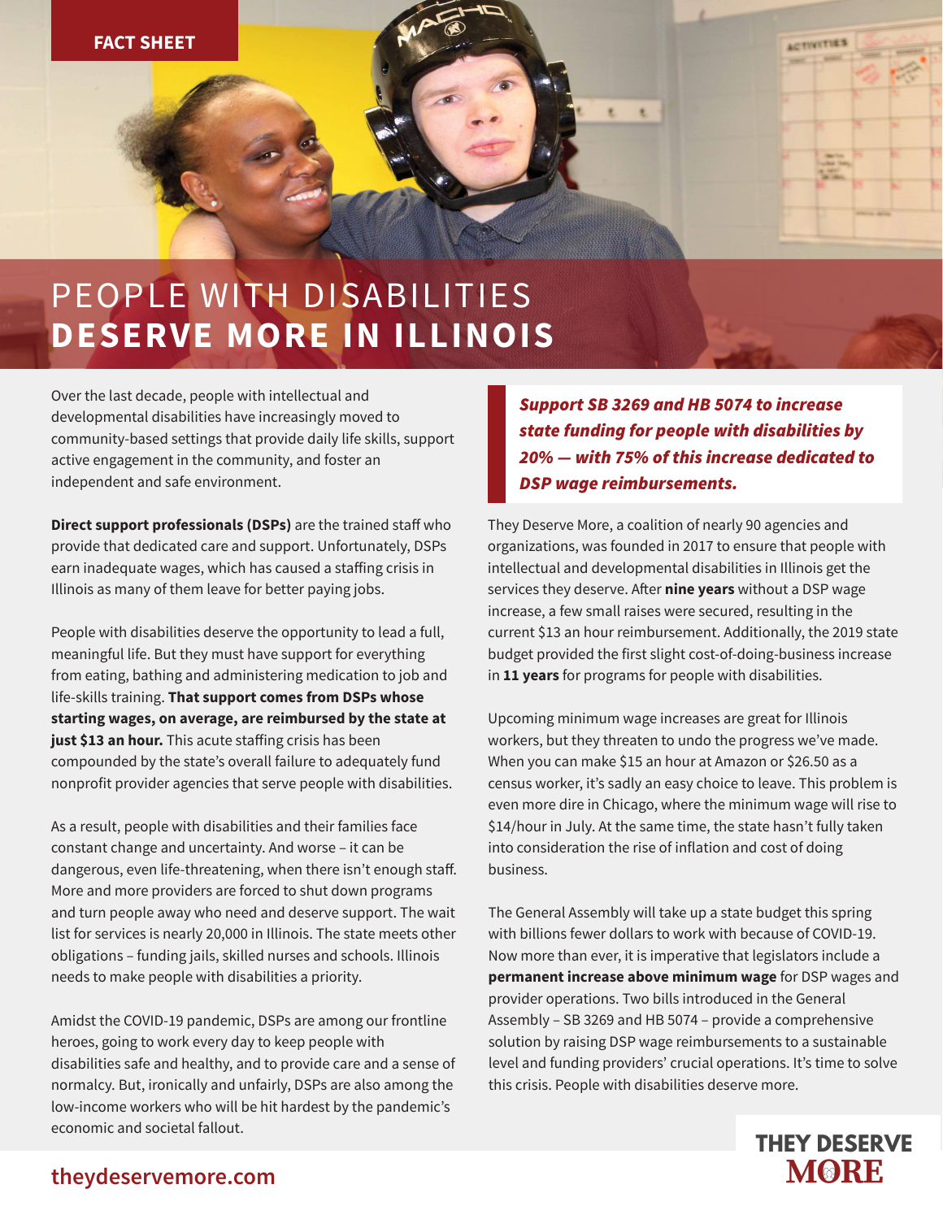FACT SHEET

# PEOPLE WITH DISABILITIES **DESERVE MORE IN ILLINOIS**

Over the last decade, people with intellectual and developmental disabilities have increasingly moved to community-based settings that provide daily life skills, support active engagement in the community, and foster an independent and safe environment.

**Direct support professionals (DSPs)** are the trained staff who provide that dedicated care and support. Unfortunately, DSPs earn inadequate wages, which has caused a staffing crisis in Illinois as many of them leave for better paying jobs.

People with disabilities deserve the opportunity to lead a full, meaningful life. But they must have support for everything from eating, bathing and administering medication to job and life-skills training. **That support comes from DSPs whose starting wages, on average, are reimbursed by the state at just $13 an hour.** This acute staffing crisis has been compounded by the state's overall failure to adequately fund nonprofit provider agencies that serve people with disabilities.

As a result, people with disabilities and their families face constant change and uncertainty. And worse – it can be dangerous, even life-threatening, when there isn't enough staff. More and more providers are forced to shut down programs and turn people away who need and deserve support. The wait list for services is nearly 20,000 in Illinois. The state meets other obligations – funding jails, skilled nurses and schools. Illinois needs to make people with disabilities a priority.

Amidst the COVID-19 pandemic, DSPs are among our frontline heroes, going to work every day to keep people with disabilities safe and healthy, and to provide care and a sense of normalcy. But, ironically and unfairly, DSPs are also among the low-income workers who will be hit hardest by the pandemic's economic and societal fallout.

***Support SB 3269 and HB 5074 to increase state funding for people with disabilities by 20% — with 75% of this increase dedicated to DSP wage reimbursements.***

They Deserve More, a coalition of nearly 90 agencies and organizations, was founded in 2017 to ensure that people with intellectual and developmental disabilities in Illinois get the services they deserve. After **nine years** without a DSP wage increase, a few small raises were secured, resulting in the current $13 an hour reimbursement. Additionally, the 2019 state budget provided the first slight cost-of-doing-business increase in **11 years** for programs for people with disabilities.

Upcoming minimum wage increases are great for Illinois workers, but they threaten to undo the progress we've made. When you can make $15 an hour at Amazon or $26.50 as a census worker, it's sadly an easy choice to leave. This problem is even more dire in Chicago, where the minimum wage will rise to $14/hour in July. At the same time, the state hasn't fully taken into consideration the rise of inflation and cost of doing business.

The General Assembly will take up a state budget this spring with billions fewer dollars to work with because of COVID-19. Now more than ever, it is imperative that legislators include a **permanent increase above minimum wage** for DSP wages and provider operations. Two bills introduced in the General Assembly – SB 3269 and HB 5074 – provide a comprehensive solution by raising DSP wage reimbursements to a sustainable level and funding providers' crucial operations. It's time to solve this crisis. People with disabilities deserve more.

**theydeservemore.com**

**THEY DESERVE MORE**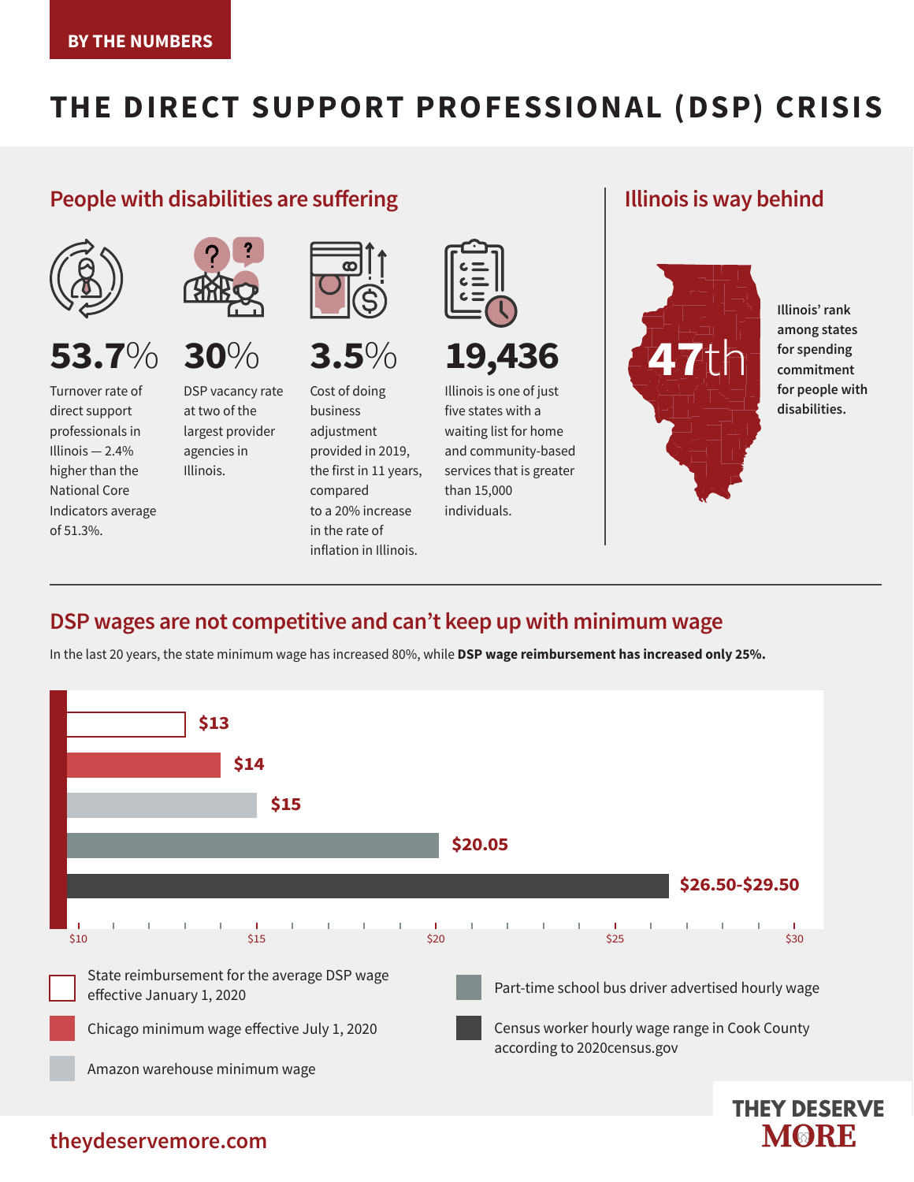BY THE NUMBERS

# THE DIRECT SUPPORT PROFESSIONAL (DSP) CRISIS

## People with disabilities are suffering

**53.7%**

Turnover rate of direct support professionals in Illinois — 2.4% higher than the National Core Indicators average of 51.3%.

**30%**

DSP vacancy rate at two of the largest provider agencies in Illinois.

**3.5%**

Cost of doing business adjustment provided in 2019, the first in 11 years, compared to a 20% increase in the rate of inflation in Illinois.

**19,436**

Illinois is one of just five states with a waiting list for home and community-based services that is greater than 15,000 individuals.

## Illinois is way behind

**47th**

**Illinois' rank among states for spending commitment for people with disabilities.**

## DSP wages are not competitive and can't keep up with minimum wage

In the last 20 years, the state minimum wage has increased 80%, while **DSP wage reimbursement has increased only 25%.**

$13

$14

$15

$20.05

$26.50-$29.50

$10 $15 $20 $25 $30

- State reimbursement for the average DSP wage effective January 1, 2020
- Chicago minimum wage effective July 1, 2020
- Amazon warehouse minimum wage
- Part-time school bus driver advertised hourly wage
- Census worker hourly wage range in Cook County according to 2020census.gov

theydeservemore.com

THEY DESERVE MORE